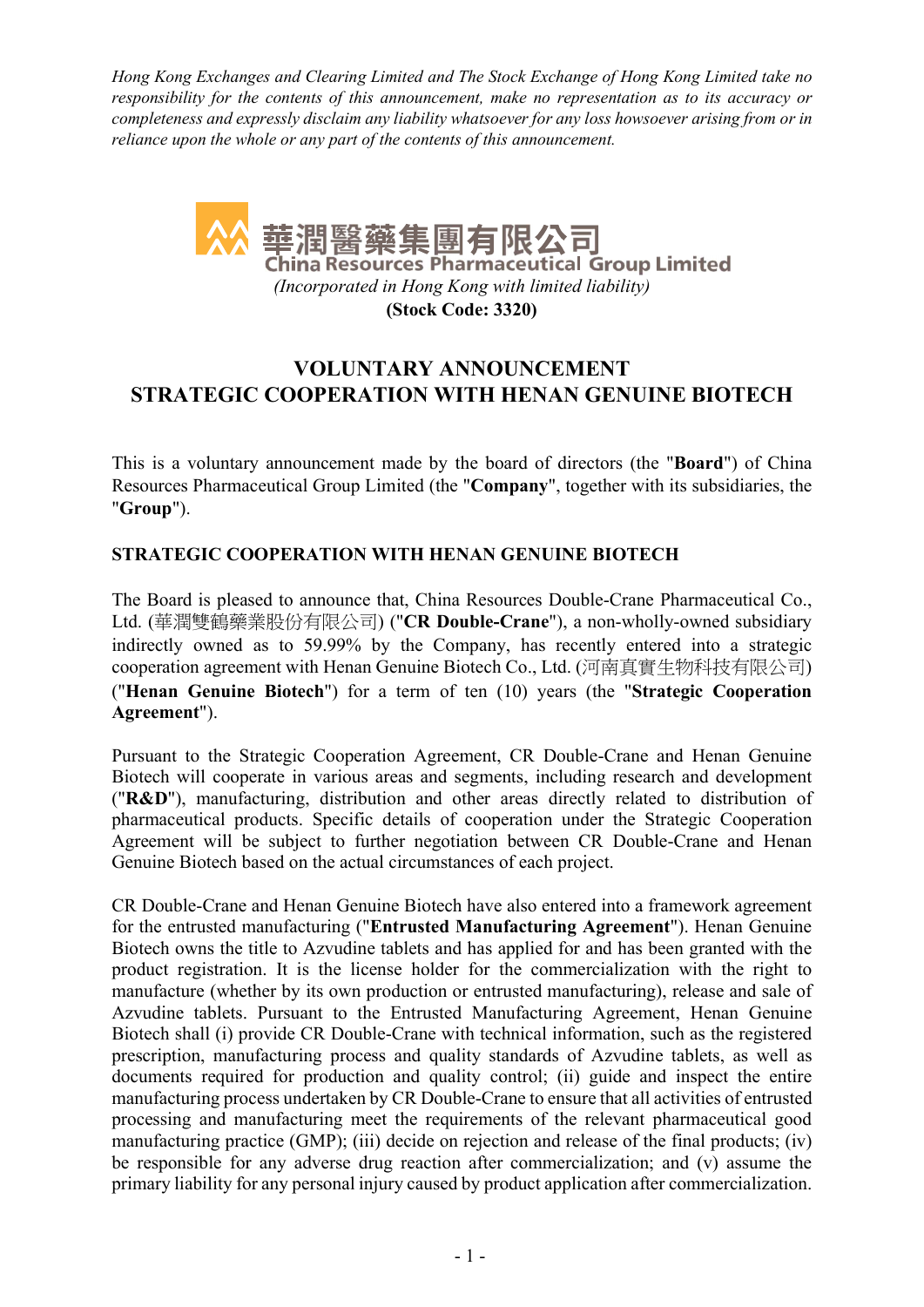*Hong Kong Exchanges and Clearing Limited and The Stock Exchange of Hong Kong Limited take no responsibility for the contents of this announcement, make no representation as to its accuracy or completeness and expressly disclaim any liability whatsoever for any loss howsoever arising from or in reliance upon the whole or any part of the contents of this announcement.*

**華潤醫藥集團有限公司**
**China Resources Pharmaceutical Group Limited**
*(Incorporated in Hong Kong with limited liability)*
**(Stock Code: 3320)**

# VOLUNTARY ANNOUNCEMENT
# STRATEGIC COOPERATION WITH HENAN GENUINE BIOTECH

This is a voluntary announcement made by the board of directors (the "**Board**") of China Resources Pharmaceutical Group Limited (the "**Company**", together with its subsidiaries, the "**Group**").

## STRATEGIC COOPERATION WITH HENAN GENUINE BIOTECH

The Board is pleased to announce that, China Resources Double-Crane Pharmaceutical Co., Ltd. (華潤雙鶴藥業股份有限公司) ("**CR Double-Crane**"), a non-wholly-owned subsidiary indirectly owned as to 59.99% by the Company, has recently entered into a strategic cooperation agreement with Henan Genuine Biotech Co., Ltd. (河南真實生物科技有限公司) ("**Henan Genuine Biotech**") for a term of ten (10) years (the "**Strategic Cooperation Agreement**").

Pursuant to the Strategic Cooperation Agreement, CR Double-Crane and Henan Genuine Biotech will cooperate in various areas and segments, including research and development ("**R&D**"), manufacturing, distribution and other areas directly related to distribution of pharmaceutical products. Specific details of cooperation under the Strategic Cooperation Agreement will be subject to further negotiation between CR Double-Crane and Henan Genuine Biotech based on the actual circumstances of each project.

CR Double-Crane and Henan Genuine Biotech have also entered into a framework agreement for the entrusted manufacturing ("**Entrusted Manufacturing Agreement**"). Henan Genuine Biotech owns the title to Azvudine tablets and has applied for and has been granted with the product registration. It is the license holder for the commercialization with the right to manufacture (whether by its own production or entrusted manufacturing), release and sale of Azvudine tablets. Pursuant to the Entrusted Manufacturing Agreement, Henan Genuine Biotech shall (i) provide CR Double-Crane with technical information, such as the registered prescription, manufacturing process and quality standards of Azvudine tablets, as well as documents required for production and quality control; (ii) guide and inspect the entire manufacturing process undertaken by CR Double-Crane to ensure that all activities of entrusted processing and manufacturing meet the requirements of the relevant pharmaceutical good manufacturing practice (GMP); (iii) decide on rejection and release of the final products; (iv) be responsible for any adverse drug reaction after commercialization; and (v) assume the primary liability for any personal injury caused by product application after commercialization.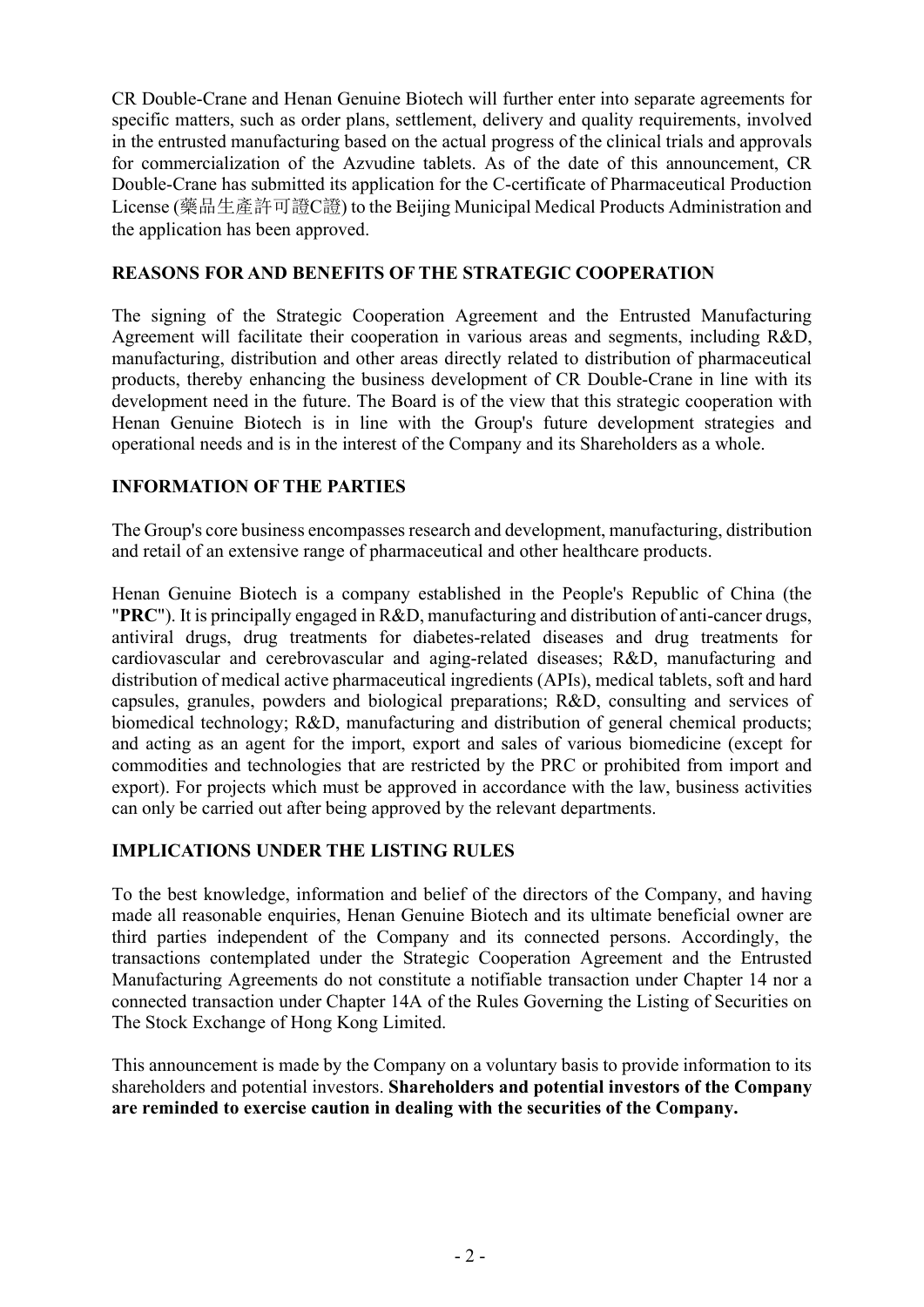CR Double-Crane and Henan Genuine Biotech will further enter into separate agreements for specific matters, such as order plans, settlement, delivery and quality requirements, involved in the entrusted manufacturing based on the actual progress of the clinical trials and approvals for commercialization of the Azvudine tablets. As of the date of this announcement, CR Double-Crane has submitted its application for the C-certificate of Pharmaceutical Production License (藥品生產許可證C證) to the Beijing Municipal Medical Products Administration and the application has been approved.

## REASONS FOR AND BENEFITS OF THE STRATEGIC COOPERATION

The signing of the Strategic Cooperation Agreement and the Entrusted Manufacturing Agreement will facilitate their cooperation in various areas and segments, including R&D, manufacturing, distribution and other areas directly related to distribution of pharmaceutical products, thereby enhancing the business development of CR Double-Crane in line with its development need in the future. The Board is of the view that this strategic cooperation with Henan Genuine Biotech is in line with the Group's future development strategies and operational needs and is in the interest of the Company and its Shareholders as a whole.

## INFORMATION OF THE PARTIES

The Group's core business encompasses research and development, manufacturing, distribution and retail of an extensive range of pharmaceutical and other healthcare products.

Henan Genuine Biotech is a company established in the People's Republic of China (the "**PRC**"). It is principally engaged in R&D, manufacturing and distribution of anti-cancer drugs, antiviral drugs, drug treatments for diabetes-related diseases and drug treatments for cardiovascular and cerebrovascular and aging-related diseases; R&D, manufacturing and distribution of medical active pharmaceutical ingredients (APIs), medical tablets, soft and hard capsules, granules, powders and biological preparations; R&D, consulting and services of biomedical technology; R&D, manufacturing and distribution of general chemical products; and acting as an agent for the import, export and sales of various biomedicine (except for commodities and technologies that are restricted by the PRC or prohibited from import and export). For projects which must be approved in accordance with the law, business activities can only be carried out after being approved by the relevant departments.

## IMPLICATIONS UNDER THE LISTING RULES

To the best knowledge, information and belief of the directors of the Company, and having made all reasonable enquiries, Henan Genuine Biotech and its ultimate beneficial owner are third parties independent of the Company and its connected persons. Accordingly, the transactions contemplated under the Strategic Cooperation Agreement and the Entrusted Manufacturing Agreements do not constitute a notifiable transaction under Chapter 14 nor a connected transaction under Chapter 14A of the Rules Governing the Listing of Securities on The Stock Exchange of Hong Kong Limited.

This announcement is made by the Company on a voluntary basis to provide information to its shareholders and potential investors. **Shareholders and potential investors of the Company are reminded to exercise caution in dealing with the securities of the Company.**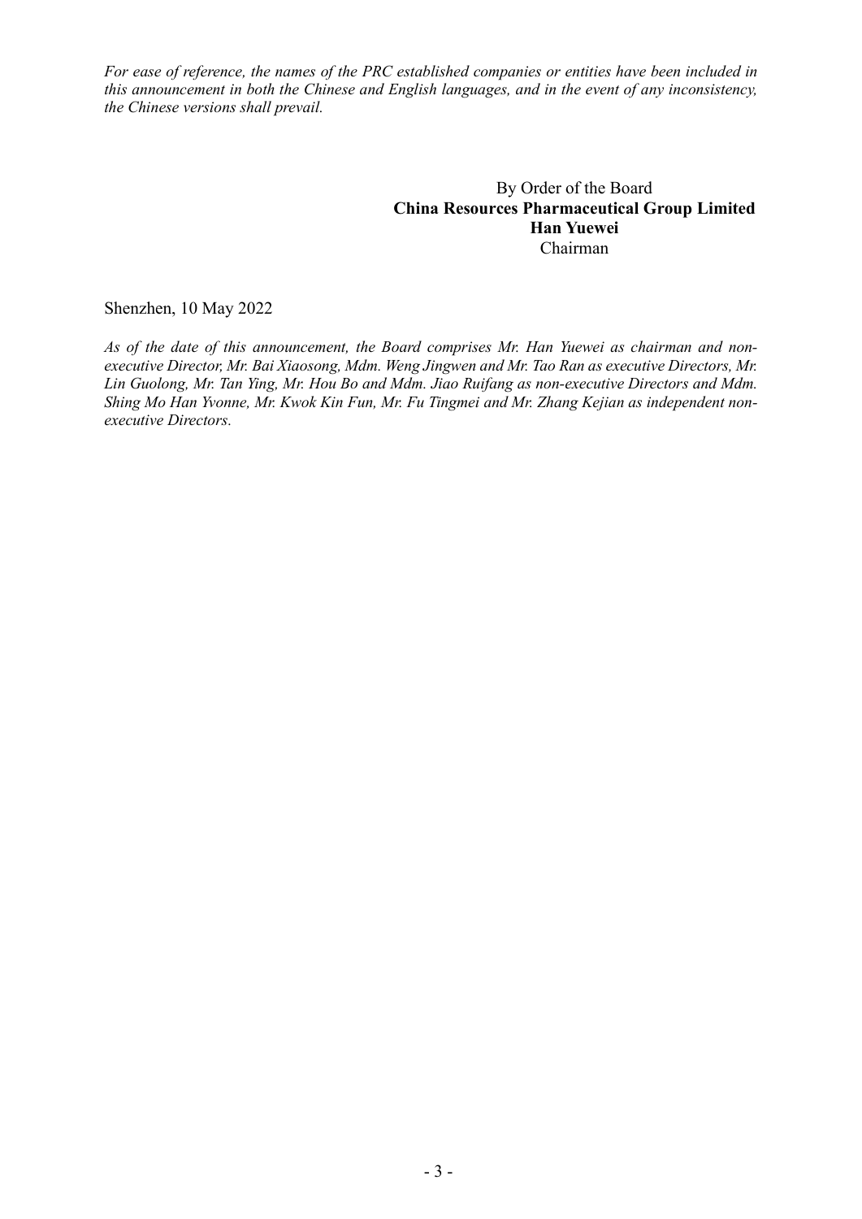*For ease of reference, the names of the PRC established companies or entities have been included in this announcement in both the Chinese and English languages, and in the event of any inconsistency, the Chinese versions shall prevail.*

By Order of the Board
**China Resources Pharmaceutical Group Limited**
**Han Yuewei**
Chairman

Shenzhen, 10 May 2022

*As of the date of this announcement, the Board comprises Mr. Han Yuewei as chairman and non-executive Director, Mr. Bai Xiaosong, Mdm. Weng Jingwen and Mr. Tao Ran as executive Directors, Mr. Lin Guolong, Mr. Tan Ying, Mr. Hou Bo and Mdm. Jiao Ruifang as non-executive Directors and Mdm. Shing Mo Han Yvonne, Mr. Kwok Kin Fun, Mr. Fu Tingmei and Mr. Zhang Kejian as independent non-executive Directors.*